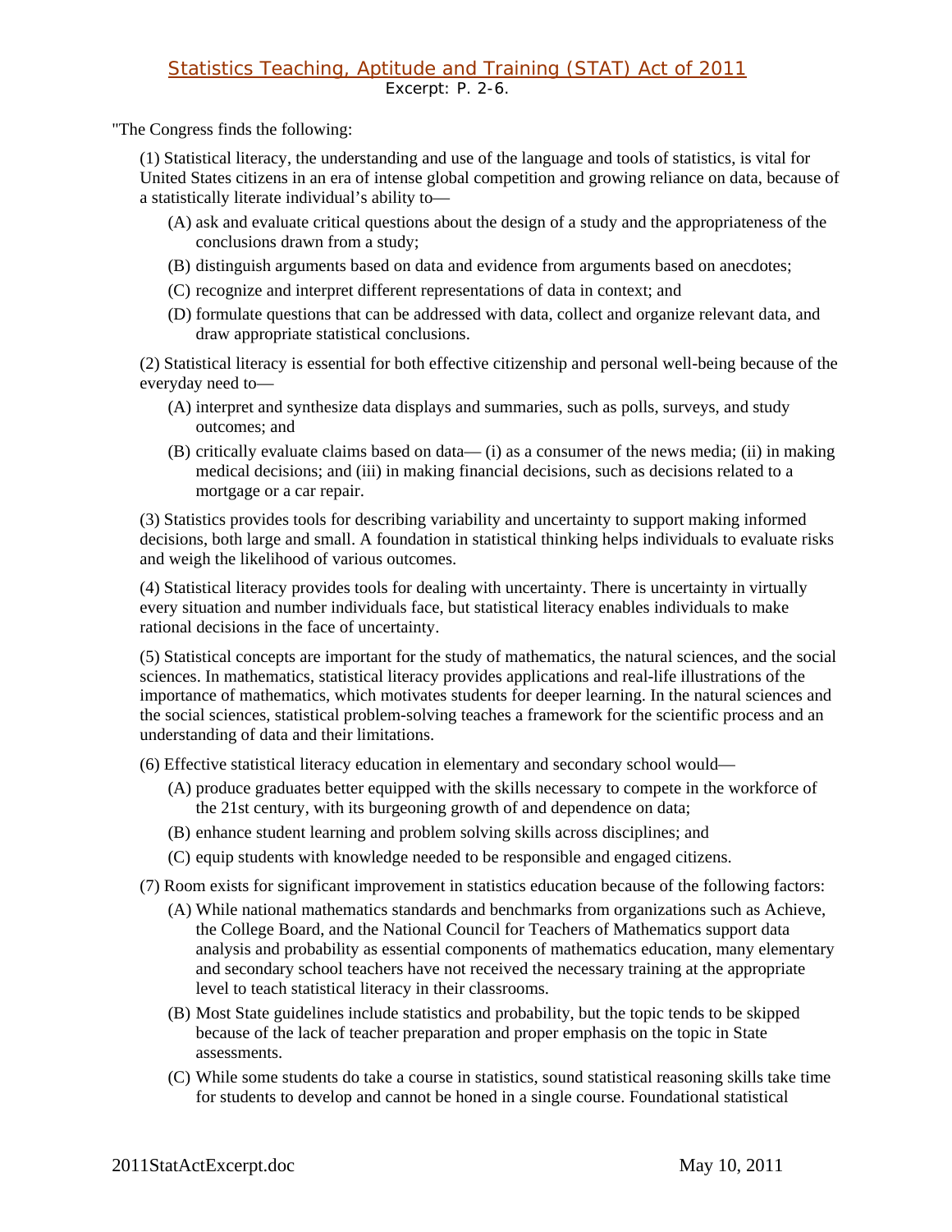# Statistics Teaching, Aptitude and Training (STAT) Act of 2011

Excerpt: P. 2-6.

"The Congress finds the following:

(1) Statistical literacy, the understanding and use of the language and tools of statistics, is vital for United States citizens in an era of intense global competition and growing reliance on data, because of a statistically literate individual's ability to—

(A) ask and evaluate critical questions about the design of a study and the appropriateness of the conclusions drawn from a study;

(B) distinguish arguments based on data and evidence from arguments based on anecdotes;

(C) recognize and interpret different representations of data in context; and

(D) formulate questions that can be addressed with data, collect and organize relevant data, and draw appropriate statistical conclusions.

(2) Statistical literacy is essential for both effective citizenship and personal well-being because of the everyday need to—

(A) interpret and synthesize data displays and summaries, such as polls, surveys, and study outcomes; and

(B) critically evaluate claims based on data— (i) as a consumer of the news media; (ii) in making medical decisions; and (iii) in making financial decisions, such as decisions related to a mortgage or a car repair.

(3) Statistics provides tools for describing variability and uncertainty to support making informed decisions, both large and small. A foundation in statistical thinking helps individuals to evaluate risks and weigh the likelihood of various outcomes.

(4) Statistical literacy provides tools for dealing with uncertainty. There is uncertainty in virtually every situation and number individuals face, but statistical literacy enables individuals to make rational decisions in the face of uncertainty.

(5) Statistical concepts are important for the study of mathematics, the natural sciences, and the social sciences. In mathematics, statistical literacy provides applications and real-life illustrations of the importance of mathematics, which motivates students for deeper learning. In the natural sciences and the social sciences, statistical problem-solving teaches a framework for the scientific process and an understanding of data and their limitations.

(6) Effective statistical literacy education in elementary and secondary school would—

(A) produce graduates better equipped with the skills necessary to compete in the workforce of the 21st century, with its burgeoning growth of and dependence on data;

(B) enhance student learning and problem solving skills across disciplines; and

(C) equip students with knowledge needed to be responsible and engaged citizens.

(7) Room exists for significant improvement in statistics education because of the following factors:

(A) While national mathematics standards and benchmarks from organizations such as Achieve, the College Board, and the National Council for Teachers of Mathematics support data analysis and probability as essential components of mathematics education, many elementary and secondary school teachers have not received the necessary training at the appropriate level to teach statistical literacy in their classrooms.

(B) Most State guidelines include statistics and probability, but the topic tends to be skipped because of the lack of teacher preparation and proper emphasis on the topic in State assessments.

(C) While some students do take a course in statistics, sound statistical reasoning skills take time for students to develop and cannot be honed in a single course. Foundational statistical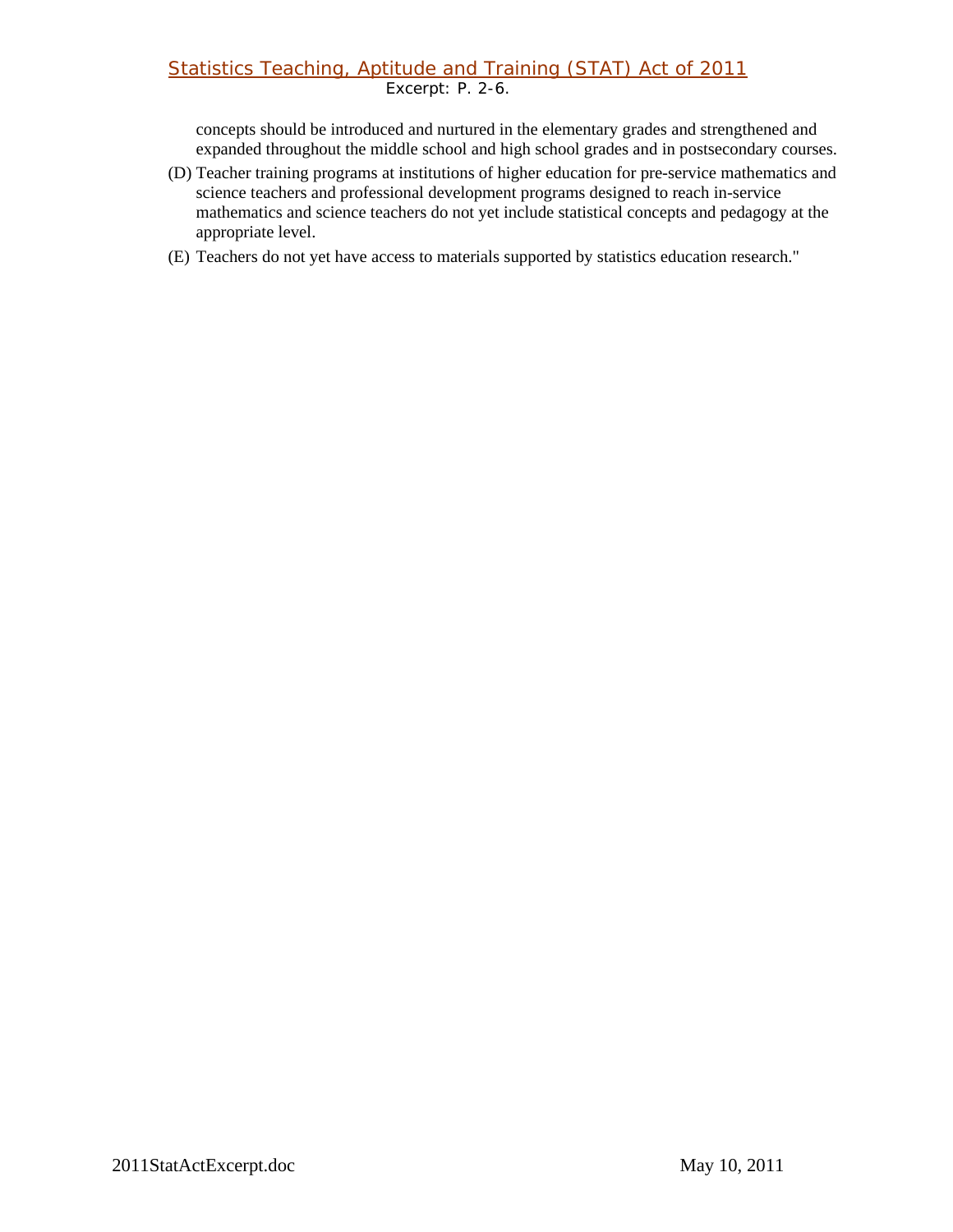concepts should be introduced and nurtured in the elementary grades and strengthened and expanded throughout the middle school and high school grades and in postsecondary courses.

(D) Teacher training programs at institutions of higher education for pre-service mathematics and science teachers and professional development programs designed to reach in-service mathematics and science teachers do not yet include statistical concepts and pedagogy at the appropriate level.

(E) Teachers do not yet have access to materials supported by statistics education research."